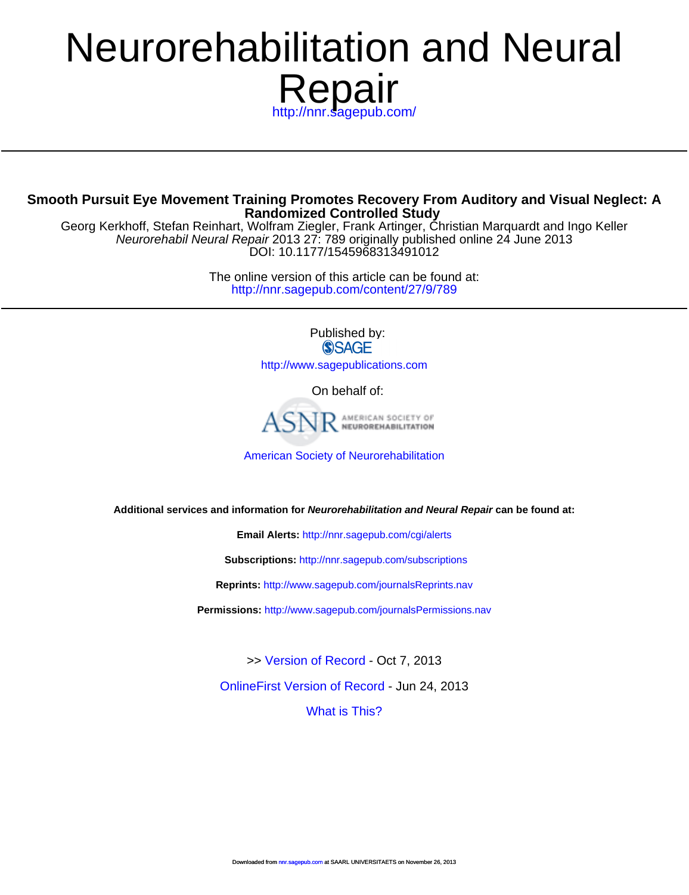# Neurorehabilitation and Neural Repair

http://nnr.sagepub.com/

## Smooth Pursuit Eye Movement Training Promotes Recovery From Auditory and Visual Neglect: A Randomized Controlled Study

Georg Kerkhoff, Stefan Reinhart, Wolfram Ziegler, Frank Artinger, Christian Marquardt and Ingo Keller

*Neurorehabil Neural Repair* 2013 27: 789 originally published online 24 June 2013

DOI: 10.1177/1545968313491012

The online version of this article can be found at:

http://nnr.sagepub.com/content/27/9/789

Published by:

SAGE

http://www.sagepublications.com

On behalf of:

ASNR AMERICAN SOCIETY OF NEUROREHABILITATION

American Society of Neurorehabilitation

**Additional services and information for *Neurorehabilitation and Neural Repair* can be found at:**

**Email Alerts:** http://nnr.sagepub.com/cgi/alerts

**Subscriptions:** http://nnr.sagepub.com/subscriptions

**Reprints:** http://www.sagepub.com/journalsReprints.nav

**Permissions:** http://www.sagepub.com/journalsPermissions.nav

>> Version of Record - Oct 7, 2013

OnlineFirst Version of Record - Jun 24, 2013

What is This?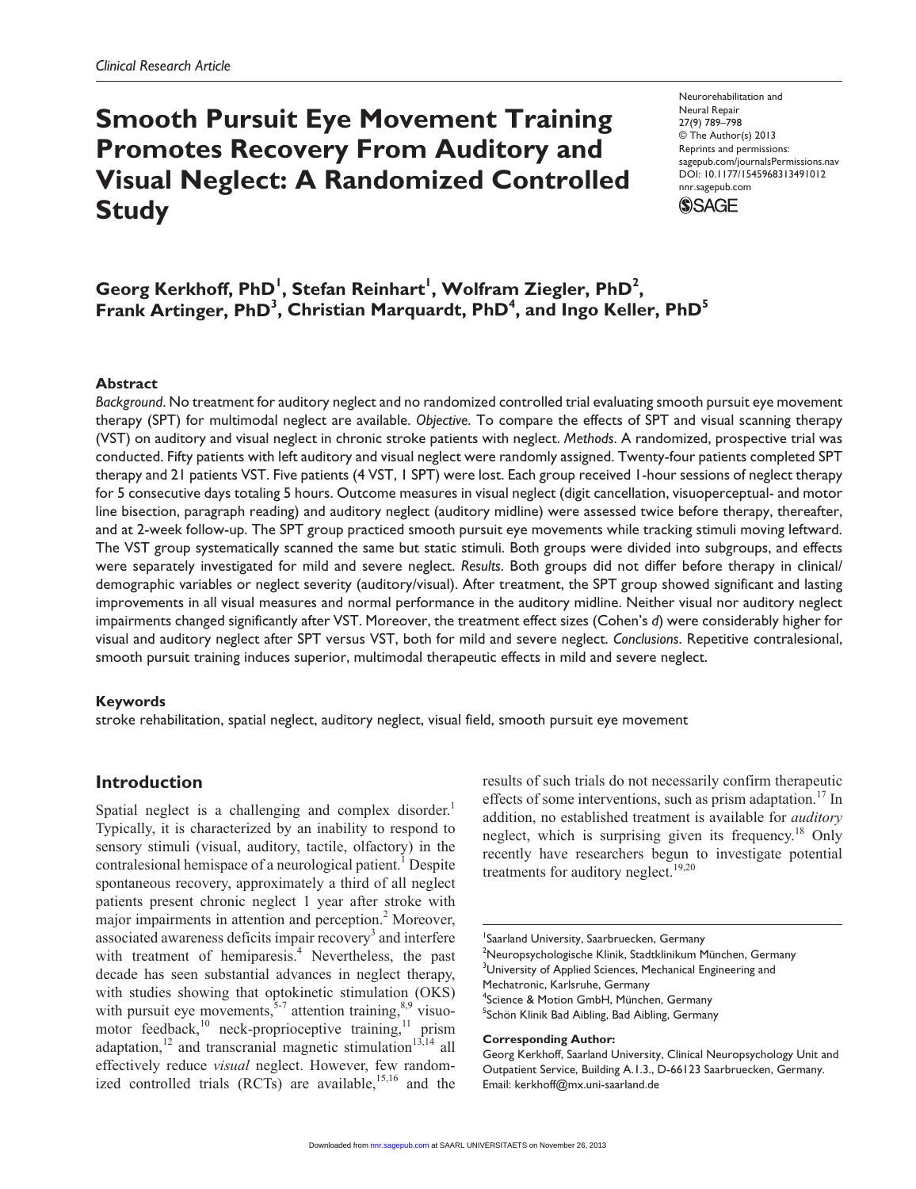# Smooth Pursuit Eye Movement Training Promotes Recovery From Auditory and Visual Neglect: A Randomized Controlled Study

Georg Kerkhoff, PhD[1], Stefan Reinhart[1], Wolfram Ziegler, PhD[2], Frank Artinger, PhD[3], Christian Marquardt, PhD[4], and Ingo Keller, PhD[5]

Neurorehabilitation and Neural Repair 27(9) 789–798
© The Author(s) 2013
Reprints and permissions: sagepub.com/journalsPermissions.nav
DOI: 10.1177/1545968313491012
nnr.sagepub.com

## Abstract

*Background*. No treatment for auditory neglect and no randomized controlled trial evaluating smooth pursuit eye movement therapy (SPT) for multimodal neglect are available. *Objective*. To compare the effects of SPT and visual scanning therapy (VST) on auditory and visual neglect in chronic stroke patients with neglect. *Methods*. A randomized, prospective trial was conducted. Fifty patients with left auditory and visual neglect were randomly assigned. Twenty-four patients completed SPT therapy and 21 patients VST. Five patients (4 VST, 1 SPT) were lost. Each group received 1-hour sessions of neglect therapy for 5 consecutive days totaling 5 hours. Outcome measures in visual neglect (digit cancellation, visuoperceptual- and motor line bisection, paragraph reading) and auditory neglect (auditory midline) were assessed twice before therapy, thereafter, and at 2-week follow-up. The SPT group practiced smooth pursuit eye movements while tracking stimuli moving leftward. The VST group systematically scanned the same but static stimuli. Both groups were divided into subgroups, and effects were separately investigated for mild and severe neglect. *Results*. Both groups did not differ before therapy in clinical/demographic variables or neglect severity (auditory/visual). After treatment, the SPT group showed significant and lasting improvements in all visual measures and normal performance in the auditory midline. Neither visual nor auditory neglect impairments changed significantly after VST. Moreover, the treatment effect sizes (Cohen's *d*) were considerably higher for visual and auditory neglect after SPT versus VST, both for mild and severe neglect. *Conclusions*. Repetitive contralesional, smooth pursuit training induces superior, multimodal therapeutic effects in mild and severe neglect.

### Keywords

stroke rehabilitation, spatial neglect, auditory neglect, visual field, smooth pursuit eye movement

## Introduction

Spatial neglect is a challenging and complex disorder.[1] Typically, it is characterized by an inability to respond to sensory stimuli (visual, auditory, tactile, olfactory) in the contralesional hemispace of a neurological patient.[1] Despite spontaneous recovery, approximately a third of all neglect patients present chronic neglect 1 year after stroke with major impairments in attention and perception.[2] Moreover, associated awareness deficits impair recovery[3] and interfere with treatment of hemiparesis.[4] Nevertheless, the past decade has seen substantial advances in neglect therapy, with studies showing that optokinetic stimulation (OKS) with pursuit eye movements,[5-7] attention training,[8,9] visuomotor feedback,[10] neck-proprioceptive training,[11] prism adaptation,[12] and transcranial magnetic stimulation[13,14] all effectively reduce *visual* neglect. However, few randomized controlled trials (RCTs) are available,[15,16] and the results of such trials do not necessarily confirm therapeutic effects of some interventions, such as prism adaptation.[17] In addition, no established treatment is available for *auditory* neglect, which is surprising given its frequency.[18] Only recently have researchers begun to investigate potential treatments for auditory neglect.[19,20]

[1]Saarland University, Saarbruecken, Germany
[2]Neuropsychologische Klinik, Stadtklinikum München, Germany
[3]University of Applied Sciences, Mechanical Engineering and Mechatronic, Karlsruhe, Germany
[4]Science & Motion GmbH, München, Germany
[5]Schön Klinik Bad Aibling, Bad Aibling, Germany

**Corresponding Author:**
Georg Kerkhoff, Saarland University, Clinical Neuropsychology Unit and Outpatient Service, Building A.1.3., D-66123 Saarbruecken, Germany.
Email: kerkhoff@mx.uni-saarland.de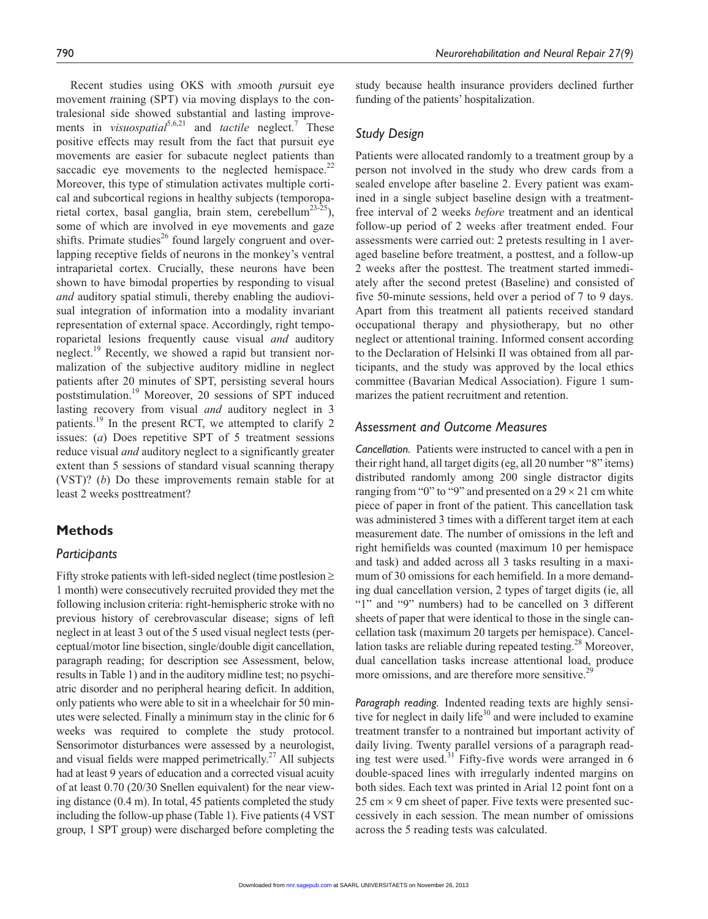Recent studies using OKS with *s*mooth *p*ursuit eye movement *t*raining (SPT) via moving displays to the contralesional side showed substantial and lasting improvements in *visuospatial*[5,6,21] and *tactile* neglect.[7] These positive effects may result from the fact that pursuit eye movements are easier for subacute neglect patients than saccadic eye movements to the neglected hemispace.[22] Moreover, this type of stimulation activates multiple cortical and subcortical regions in healthy subjects (temporoparietal cortex, basal ganglia, brain stem, cerebellum[23-25]), some of which are involved in eye movements and gaze shifts. Primate studies[26] found largely congruent and overlapping receptive fields of neurons in the monkey's ventral intraparietal cortex. Crucially, these neurons have been shown to have bimodal properties by responding to visual *and* auditory spatial stimuli, thereby enabling the audiovisual integration of information into a modality invariant representation of external space. Accordingly, right temporoparietal lesions frequently cause visual *and* auditory neglect.[19] Recently, we showed a rapid but transient normalization of the subjective auditory midline in neglect patients after 20 minutes of SPT, persisting several hours poststimulation.[19] Moreover, 20 sessions of SPT induced lasting recovery from visual *and* auditory neglect in 3 patients.[19] In the present RCT, we attempted to clarify 2 issues: (*a*) Does repetitive SPT of 5 treatment sessions reduce visual *and* auditory neglect to a significantly greater extent than 5 sessions of standard visual scanning therapy (VST)? (*b*) Do these improvements remain stable for at least 2 weeks posttreatment?

## Methods

### Participants

Fifty stroke patients with left-sided neglect (time postlesion ≥ 1 month) were consecutively recruited provided they met the following inclusion criteria: right-hemispheric stroke with no previous history of cerebrovascular disease; signs of left neglect in at least 3 out of the 5 used visual neglect tests (perceptual/motor line bisection, single/double digit cancellation, paragraph reading; for description see Assessment, below, results in Table 1) and in the auditory midline test; no psychiatric disorder and no peripheral hearing deficit. In addition, only patients who were able to sit in a wheelchair for 50 minutes were selected. Finally a minimum stay in the clinic for 6 weeks was required to complete the study protocol. Sensorimotor disturbances were assessed by a neurologist, and visual fields were mapped perimetrically.[27] All subjects had at least 9 years of education and a corrected visual acuity of at least 0.70 (20/30 Snellen equivalent) for the near viewing distance (0.4 m). In total, 45 patients completed the study including the follow-up phase (Table 1). Five patients (4 VST group, 1 SPT group) were discharged before completing the study because health insurance providers declined further funding of the patients' hospitalization.

### Study Design

Patients were allocated randomly to a treatment group by a person not involved in the study who drew cards from a sealed envelope after baseline 2. Every patient was examined in a single subject baseline design with a treatment-free interval of 2 weeks *before* treatment and an identical follow-up period of 2 weeks after treatment ended. Four assessments were carried out: 2 pretests resulting in 1 averaged baseline before treatment, a posttest, and a follow-up 2 weeks after the posttest. The treatment started immediately after the second pretest (Baseline) and consisted of five 50-minute sessions, held over a period of 7 to 9 days. Apart from this treatment all patients received standard occupational therapy and physiotherapy, but no other neglect or attentional training. Informed consent according to the Declaration of Helsinki II was obtained from all participants, and the study was approved by the local ethics committee (Bavarian Medical Association). Figure 1 summarizes the patient recruitment and retention.

### Assessment and Outcome Measures

*Cancellation.* Patients were instructed to cancel with a pen in their right hand, all target digits (eg, all 20 number "8" items) distributed randomly among 200 single distractor digits ranging from "0" to "9" and presented on a $29 \times 21$ cm white piece of paper in front of the patient. This cancellation task was administered 3 times with a different target item at each measurement date. The number of omissions in the left and right hemifields was counted (maximum 10 per hemispace and task) and added across all 3 tasks resulting in a maximum of 30 omissions for each hemifield. In a more demanding dual cancellation version, 2 types of target digits (ie, all "1" and "9" numbers) had to be cancelled on 3 different sheets of paper that were identical to those in the single cancellation task (maximum 20 targets per hemispace). Cancellation tasks are reliable during repeated testing.[28] Moreover, dual cancellation tasks increase attentional load, produce more omissions, and are therefore more sensitive.[29]

*Paragraph reading.* Indented reading texts are highly sensitive for neglect in daily life[30] and were included to examine treatment transfer to a nontrained but important activity of daily living. Twenty parallel versions of a paragraph reading test were used.[31] Fifty-five words were arranged in 6 double-spaced lines with irregularly indented margins on both sides. Each text was printed in Arial 12 point font on a $25 \text{ cm} \times 9$ cm sheet of paper. Five texts were presented successively in each session. The mean number of omissions across the 5 reading tests was calculated.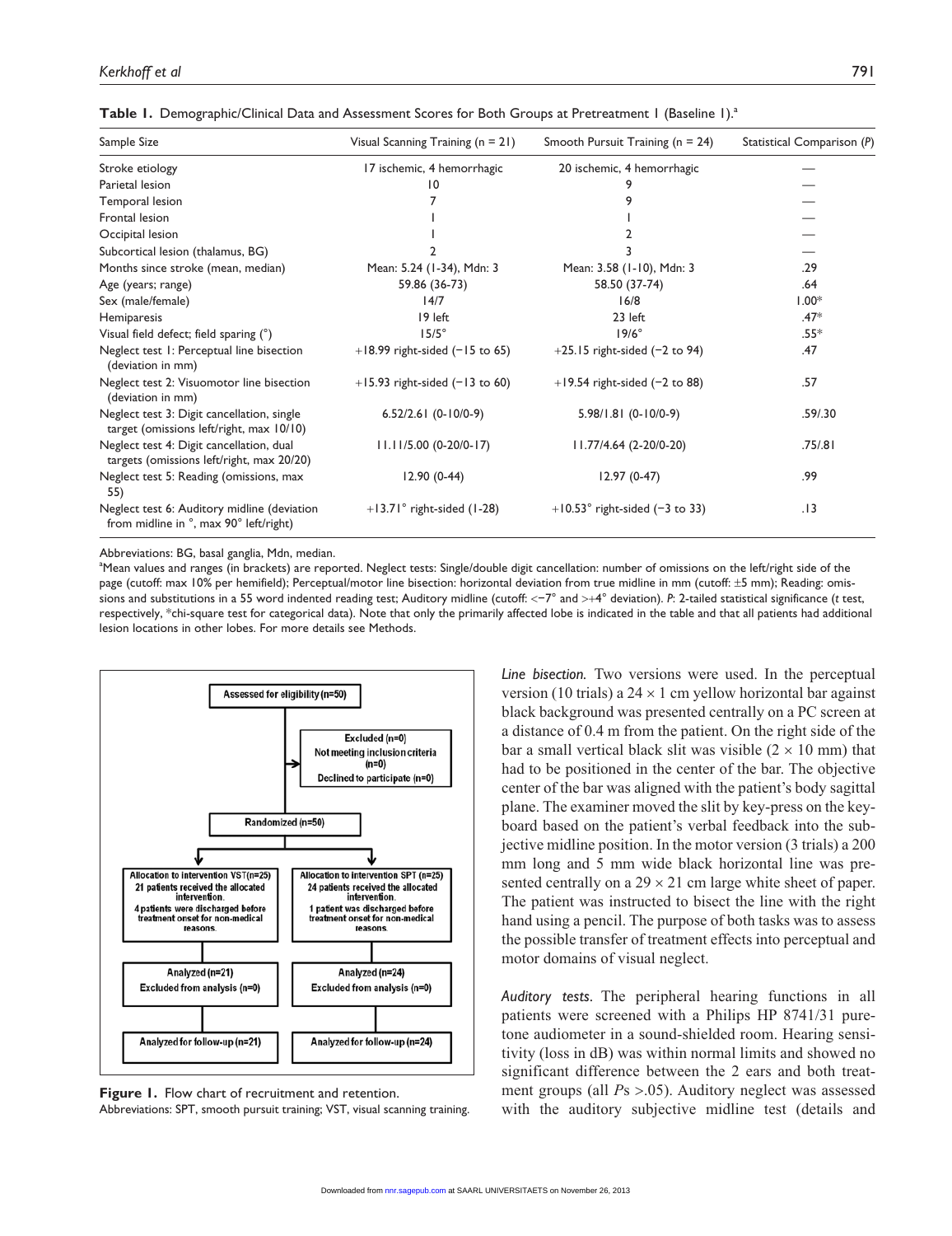**Table 1.** Demographic/Clinical Data and Assessment Scores for Both Groups at Pretreatment 1 (Baseline 1).[a]

| Sample Size | Visual Scanning Training (n = 21) | Smooth Pursuit Training (n = 24) | Statistical Comparison (*P*) |
|---|---|---|---|
| Stroke etiology | 17 ischemic, 4 hemorrhagic | 20 ischemic, 4 hemorrhagic | — |
| Parietal lesion | 10 | 9 | — |
| Temporal lesion | 7 | 9 | — |
| Frontal lesion | 1 | 1 | — |
| Occipital lesion | 1 | 2 | — |
| Subcortical lesion (thalamus, BG) | 2 | 3 | — |
| Months since stroke (mean, median) | Mean: 5.24 (1-34), Mdn: 3 | Mean: 3.58 (1-10), Mdn: 3 | .29 |
| Age (years; range) | 59.86 (36-73) | 58.50 (37-74) | .64 |
| Sex (male/female) | 14/7 | 16/8 | 1.00* |
| Hemiparesis | 19 left | 23 left | .47* |
| Visual field defect; field sparing (°) | 15/5° | 19/6° | .55* |
| Neglect test 1: Perceptual line bisection (deviation in mm) | +18.99 right-sided (−15 to 65) | +25.15 right-sided (−2 to 94) | .47 |
| Neglect test 2: Visuomotor line bisection (deviation in mm) | +15.93 right-sided (−13 to 60) | +19.54 right-sided (−2 to 88) | .57 |
| Neglect test 3: Digit cancellation, single target (omissions left/right, max 10/10) | 6.52/2.61 (0-10/0-9) | 5.98/1.81 (0-10/0-9) | .59/.30 |
| Neglect test 4: Digit cancellation, dual targets (omissions left/right, max 20/20) | 11.11/5.00 (0-20/0-17) | 11.77/4.64 (2-20/0-20) | .75/.81 |
| Neglect test 5: Reading (omissions, max 55) | 12.90 (0-44) | 12.97 (0-47) | .99 |
| Neglect test 6: Auditory midline (deviation from midline in °, max 90° left/right) | +13.71° right-sided (1-28) | +10.53° right-sided (−3 to 33) | .13 |

Abbreviations: BG, basal ganglia, Mdn, median.

[a]Mean values and ranges (in brackets) are reported. Neglect tests: Single/double digit cancellation: number of omissions on the left/right side of the page (cutoff: max 10% per hemifield); Perceptual/motor line bisection: horizontal deviation from true midline in mm (cutoff: ±5 mm); Reading: omissions and substitutions in a 55 word indented reading test; Auditory midline (cutoff: <−7° and >+4° deviation). *P*: 2-tailed statistical significance (*t* test, respectively, *chi-square test for categorical data). Note that only the primarily affected lobe is indicated in the table and that all patients had additional lesion locations in other lobes. For more details see Methods.

**Figure 1.** Flow chart of recruitment and retention.
Abbreviations: SPT, smooth pursuit training; VST, visual scanning training.

*Line bisection.* Two versions were used. In the perceptual version (10 trials) a 24 × 1 cm yellow horizontal bar against black background was presented centrally on a PC screen at a distance of 0.4 m from the patient. On the right side of the bar a small vertical black slit was visible (2 × 10 mm) that had to be positioned in the center of the bar. The objective center of the bar was aligned with the patient's body sagittal plane. The examiner moved the slit by key-press on the keyboard based on the patient's verbal feedback into the subjective midline position. In the motor version (3 trials) a 200 mm long and 5 mm wide black horizontal line was presented centrally on a 29 × 21 cm large white sheet of paper. The patient was instructed to bisect the line with the right hand using a pencil. The purpose of both tasks was to assess the possible transfer of treatment effects into perceptual and motor domains of visual neglect.

*Auditory tests.* The peripheral hearing functions in all patients were screened with a Philips HP 8741/31 pure-tone audiometer in a sound-shielded room. Hearing sensitivity (loss in dB) was within normal limits and showed no significant difference between the 2 ears and both treatment groups (all *P*s >.05). Auditory neglect was assessed with the auditory subjective midline test (details and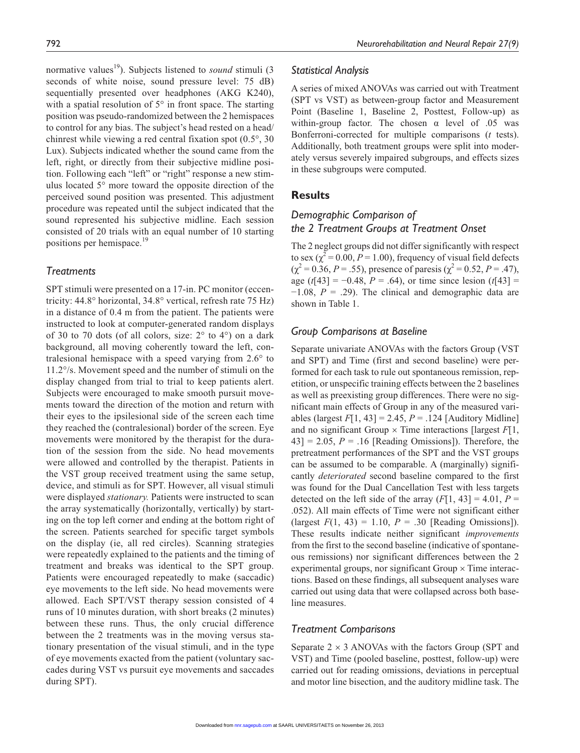normative values[19]). Subjects listened to *sound* stimuli (3 seconds of white noise, sound pressure level: 75 dB) sequentially presented over headphones (AKG K240), with a spatial resolution of 5° in front space. The starting position was pseudo-randomized between the 2 hemispaces to control for any bias. The subject's head rested on a head/chinrest while viewing a red central fixation spot (0.5°, 30 Lux). Subjects indicated whether the sound came from the left, right, or directly from their subjective midline position. Following each "left" or "right" response a new stimulus located 5° more toward the opposite direction of the perceived sound position was presented. This adjustment procedure was repeated until the subject indicated that the sound represented his subjective midline. Each session consisted of 20 trials with an equal number of 10 starting positions per hemispace.[19]

### Treatments

SPT stimuli were presented on a 17-in. PC monitor (eccentricity: 44.8° horizontal, 34.8° vertical, refresh rate 75 Hz) in a distance of 0.4 m from the patient. The patients were instructed to look at computer-generated random displays of 30 to 70 dots (of all colors, size: 2° to 4°) on a dark background, all moving coherently toward the left, contralesional hemispace with a speed varying from 2.6° to 11.2°/s. Movement speed and the number of stimuli on the display changed from trial to trial to keep patients alert. Subjects were encouraged to make smooth pursuit movements toward the direction of the motion and return with their eyes to the ipsilesional side of the screen each time they reached the (contralesional) border of the screen. Eye movements were monitored by the therapist for the duration of the session from the side. No head movements were allowed and controlled by the therapist. Patients in the VST group received treatment using the same setup, device, and stimuli as for SPT. However, all visual stimuli were displayed *stationary.* Patients were instructed to scan the array systematically (horizontally, vertically) by starting on the top left corner and ending at the bottom right of the screen. Patients searched for specific target symbols on the display (ie, all red circles). Scanning strategies were repeatedly explained to the patients and the timing of treatment and breaks was identical to the SPT group. Patients were encouraged repeatedly to make (saccadic) eye movements to the left side. No head movements were allowed. Each SPT/VST therapy session consisted of 4 runs of 10 minutes duration, with short breaks (2 minutes) between these runs. Thus, the only crucial difference between the 2 treatments was in the moving versus stationary presentation of the visual stimuli, and in the type of eye movements exacted from the patient (voluntary saccades during VST vs pursuit eye movements and saccades during SPT).

### Statistical Analysis

A series of mixed ANOVAs was carried out with Treatment (SPT vs VST) as between-group factor and Measurement Point (Baseline 1, Baseline 2, Posttest, Follow-up) as within-group factor. The chosen α level of .05 was Bonferroni-corrected for multiple comparisons (*t* tests). Additionally, both treatment groups were split into moderately versus severely impaired subgroups, and effects sizes in these subgroups were computed.

## Results

### Demographic Comparison of the 2 Treatment Groups at Treatment Onset

The 2 neglect groups did not differ significantly with respect to sex ($\chi^2 = 0.00$, $P = 1.00$), frequency of visual field defects ($\chi^2 = 0.36$, $P = .55$), presence of paresis ($\chi^2 = 0.52$, $P = .47$), age ($t[43] = -0.48$, $P = .64$), or time since lesion ($t[43] = -1.08$, $P = .29$). The clinical and demographic data are shown in Table 1.

### Group Comparisons at Baseline

Separate univariate ANOVAs with the factors Group (VST and SPT) and Time (first and second baseline) were performed for each task to rule out spontaneous remission, repetition, or unspecific training effects between the 2 baselines as well as preexisting group differences. There were no significant main effects of Group in any of the measured variables (largest $F[1, 43] = 2.45$, $P = .124$ [Auditory Midline] and no significant Group × Time interactions [largest $F[1, 43] = 2.05$, $P = .16$ [Reading Omissions]). Therefore, the pretreatment performances of the SPT and the VST groups can be assumed to be comparable. A (marginally) significantly *deteriorated* second baseline compared to the first was found for the Dual Cancellation Test with less targets detected on the left side of the array ($F[1, 43] = 4.01$, $P = .052$). All main effects of Time were not significant either (largest $F(1, 43) = 1.10$, $P = .30$ [Reading Omissions]). These results indicate neither significant *improvements* from the first to the second baseline (indicative of spontaneous remissions) nor significant differences between the 2 experimental groups, nor significant Group × Time interactions. Based on these findings, all subsequent analyses ware carried out using data that were collapsed across both baseline measures.

### Treatment Comparisons

Separate 2 × 3 ANOVAs with the factors Group (SPT and VST) and Time (pooled baseline, posttest, follow-up) were carried out for reading omissions, deviations in perceptual and motor line bisection, and the auditory midline task. The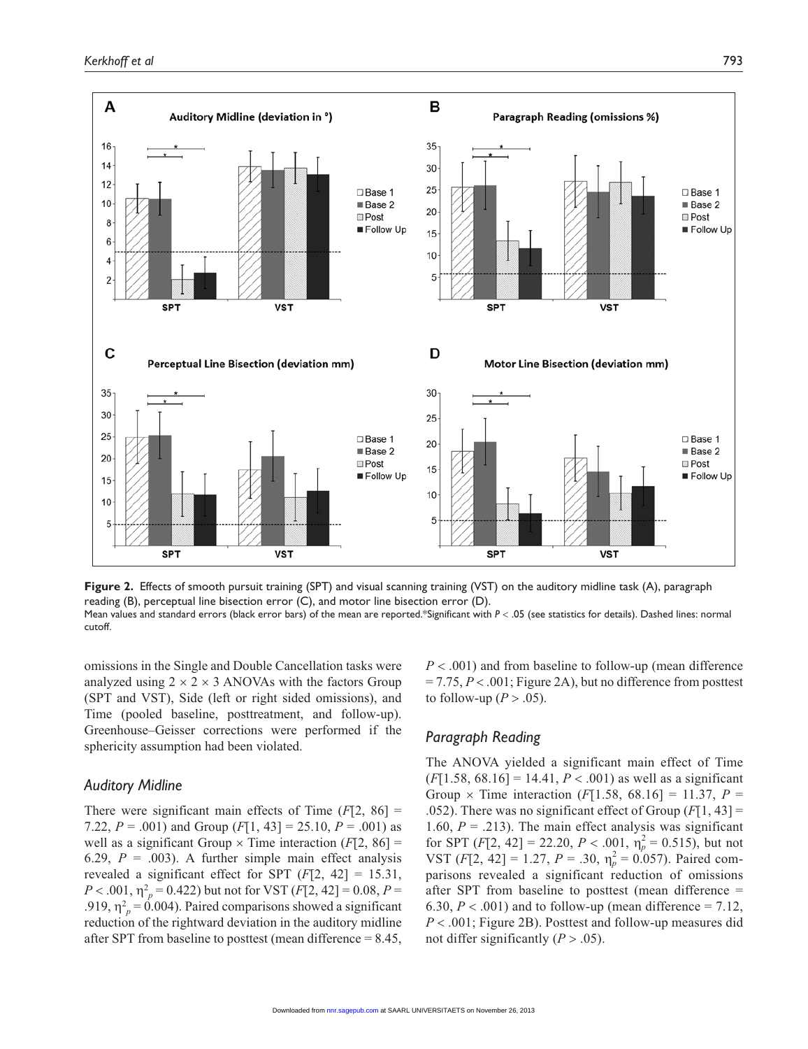**Figure 2.** Effects of smooth pursuit training (SPT) and visual scanning training (VST) on the auditory midline task (A), paragraph reading (B), perceptual line bisection error (C), and motor line bisection error (D).
Mean values and standard errors (black error bars) of the mean are reported.*Significant with $P < .05$ (see statistics for details). Dashed lines: normal cutoff.

omissions in the Single and Double Cancellation tasks were analyzed using $2 \times 2 \times 3$ ANOVAs with the factors Group (SPT and VST), Side (left or right sided omissions), and Time (pooled baseline, posttreatment, and follow-up). Greenhouse–Geisser corrections were performed if the sphericity assumption had been violated.

## *Auditory Midline*

There were significant main effects of Time ($F[2, 86] = 7.22$, $P = .001$) and Group ($F[1, 43] = 25.10$, $P = .001$) as well as a significant Group × Time interaction ($F[2, 86] = 6.29$, $P = .003$). A further simple main effect analysis revealed a significant effect for SPT ($F[2, 42] = 15.31$, $P < .001$, $\eta^2_p = 0.422$) but not for VST ($F[2, 42] = 0.08$, $P = .919$, $\eta^2_p = 0.004$). Paired comparisons showed a significant reduction of the rightward deviation in the auditory midline after SPT from baseline to posttest (mean difference = 8.45, $P < .001$) and from baseline to follow-up (mean difference = 7.75, $P < .001$; Figure 2A), but no difference from posttest to follow-up ($P > .05$).

## *Paragraph Reading*

The ANOVA yielded a significant main effect of Time ($F[1.58, 68.16] = 14.41$, $P < .001$) as well as a significant Group × Time interaction ($F[1.58, 68.16] = 11.37$, $P = .052$). There was no significant effect of Group ($F[1, 43] = 1.60$, $P = .213$). The main effect analysis was significant for SPT ($F[2, 42] = 22.20$, $P < .001$, $\eta^2_p = 0.515$), but not VST ($F[2, 42] = 1.27$, $P = .30$, $\eta^2_p = 0.057$). Paired comparisons revealed a significant reduction of omissions after SPT from baseline to posttest (mean difference = 6.30, $P < .001$) and to follow-up (mean difference = 7.12, $P < .001$; Figure 2B). Posttest and follow-up measures did not differ significantly ($P > .05$).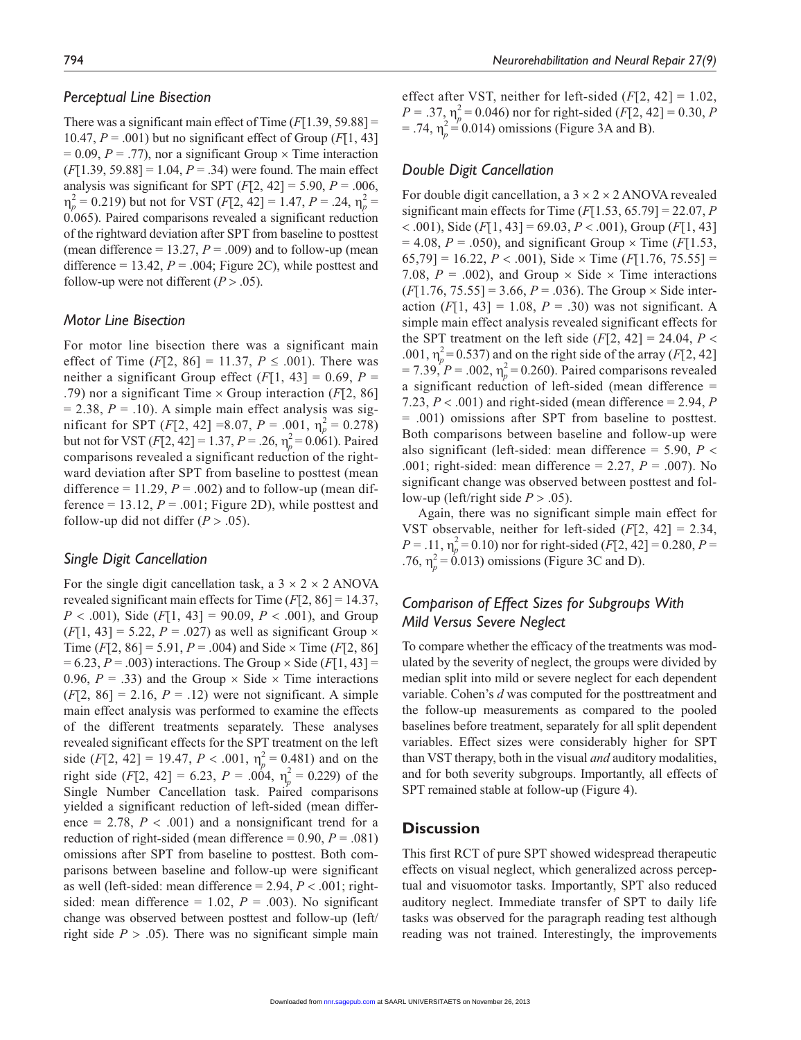### Perceptual Line Bisection

There was a significant main effect of Time ($F$[1.39, 59.88] = 10.47, $P$ = .001) but no significant effect of Group ($F$[1, 43] = 0.09, $P$ = .77), nor a significant Group × Time interaction ($F$[1.39, 59.88] = 1.04, $P$ = .34) were found. The main effect analysis was significant for SPT ($F$[2, 42] = 5.90, $P$ = .006, $\eta_p^2$ = 0.219) but not for VST ($F$[2, 42] = 1.47, $P$ = .24, $\eta_p^2$ = 0.065). Paired comparisons revealed a significant reduction of the rightward deviation after SPT from baseline to posttest (mean difference = 13.27, $P$ = .009) and to follow-up (mean difference = 13.42, $P$ = .004; Figure 2C), while posttest and follow-up were not different ($P$ > .05).

### Motor Line Bisection

For motor line bisection there was a significant main effect of Time ($F$[2, 86] = 11.37, $P$ ≤ .001). There was neither a significant Group effect ($F$[1, 43] = 0.69, $P$ = .79) nor a significant Time × Group interaction ($F$[2, 86] = 2.38, $P$ = .10). A simple main effect analysis was significant for SPT ($F$[2, 42] =8.07, $P$ = .001, $\eta_p^2$ = 0.278) but not for VST ($F$[2, 42] = 1.37, $P$ = .26, $\eta_p^2$ = 0.061). Paired comparisons revealed a significant reduction of the rightward deviation after SPT from baseline to posttest (mean difference = 11.29, $P$ = .002) and to follow-up (mean difference = 13.12, $P$ = .001; Figure 2D), while posttest and follow-up did not differ ($P$ > .05).

### Single Digit Cancellation

For the single digit cancellation task, a 3 × 2 × 2 ANOVA revealed significant main effects for Time ($F$[2, 86] = 14.37, $P$ < .001), Side ($F$[1, 43] = 90.09, $P$ < .001), and Group ($F$[1, 43] = 5.22, $P$ = .027) as well as significant Group × Time ($F$[2, 86] = 5.91, $P$ = .004) and Side × Time ($F$[2, 86] = 6.23, $P$ = .003) interactions. The Group × Side ($F$[1, 43] = 0.96, $P$ = .33) and the Group × Side × Time interactions ($F$[2, 86] = 2.16, $P$ = .12) were not significant. A simple main effect analysis was performed to examine the effects of the different treatments separately. These analyses revealed significant effects for the SPT treatment on the left side ($F$[2, 42] = 19.47, $P$ < .001, $\eta_p^2$ = 0.481) and on the right side ($F$[2, 42] = 6.23, $P$ = .004, $\eta_p^2$ = 0.229) of the Single Number Cancellation task. Paired comparisons yielded a significant reduction of left-sided (mean difference = 2.78, $P$ < .001) and a nonsignificant trend for a reduction of right-sided (mean difference = 0.90, $P$ = .081) omissions after SPT from baseline to posttest. Both comparisons between baseline and follow-up were significant as well (left-sided: mean difference = 2.94, $P$ < .001; right-sided: mean difference = 1.02, $P$ = .003). No significant change was observed between posttest and follow-up (left/right side $P$ > .05). There was no significant simple main effect after VST, neither for left-sided ($F$[2, 42] = 1.02, $P$ = .37, $\eta_p^2$ = 0.046) nor for right-sided ($F$[2, 42] = 0.30, $P$ = .74, $\eta_p^2$ = 0.014) omissions (Figure 3A and B).

### Double Digit Cancellation

For double digit cancellation, a 3 × 2 × 2 ANOVA revealed significant main effects for Time ($F$[1.53, 65.79] = 22.07, $P$ < .001), Side ($F$[1, 43] = 69.03, $P$ < .001), Group ($F$[1, 43] = 4.08, $P$ = .050), and significant Group × Time ($F$[1.53, 65,79] = 16.22, $P$ < .001), Side × Time ($F$[1.76, 75.55] = 7.08, $P$ = .002), and Group × Side × Time interactions ($F$[1.76, 75.55] = 3.66, $P$ = .036). The Group × Side interaction ($F$[1, 43] = 1.08, $P$ = .30) was not significant. A simple main effect analysis revealed significant effects for the SPT treatment on the left side ($F$[2, 42] = 24.04, $P$ < .001, $\eta_p^2$ = 0.537) and on the right side of the array ($F$[2, 42] = 7.39, $P$ = .002, $\eta_p^2$ = 0.260). Paired comparisons revealed a significant reduction of left-sided (mean difference = 7.23, $P$ < .001) and right-sided (mean difference = 2.94, $P$ = .001) omissions after SPT from baseline to posttest. Both comparisons between baseline and follow-up were also significant (left-sided: mean difference = 5.90, $P$ < .001; right-sided: mean difference = 2.27, $P$ = .007). No significant change was observed between posttest and follow-up (left/right side $P$ > .05).

Again, there was no significant simple main effect for VST observable, neither for left-sided ($F$[2, 42] = 2.34, $P$ = .11, $\eta_p^2$ = 0.10) nor for right-sided ($F$[2, 42] = 0.280, $P$ = .76, $\eta_p^2$ = 0.013) omissions (Figure 3C and D).

### Comparison of Effect Sizes for Subgroups With Mild Versus Severe Neglect

To compare whether the efficacy of the treatments was modulated by the severity of neglect, the groups were divided by median split into mild or severe neglect for each dependent variable. Cohen's $d$ was computed for the posttreatment and the follow-up measurements as compared to the pooled baselines before treatment, separately for all split dependent variables. Effect sizes were considerably higher for SPT than VST therapy, both in the visual *and* auditory modalities, and for both severity subgroups. Importantly, all effects of SPT remained stable at follow-up (Figure 4).

## Discussion

This first RCT of pure SPT showed widespread therapeutic effects on visual neglect, which generalized across perceptual and visuomotor tasks. Importantly, SPT also reduced auditory neglect. Immediate transfer of SPT to daily life tasks was observed for the paragraph reading test although reading was not trained. Interestingly, the improvements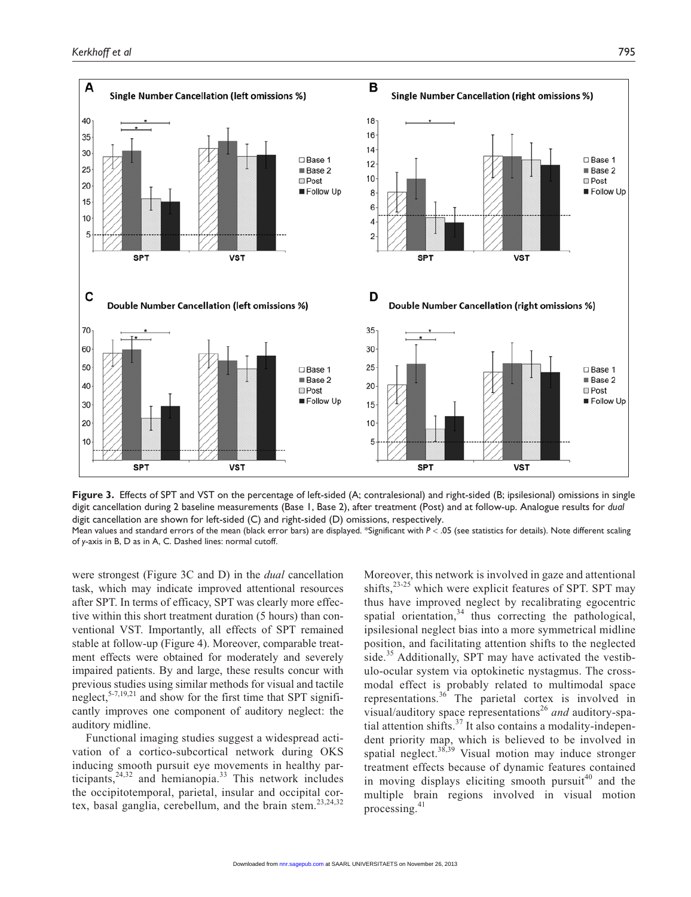**Figure 3.** Effects of SPT and VST on the percentage of left-sided (A; contralesional) and right-sided (B; ipsilesional) omissions in single digit cancellation during 2 baseline measurements (Base 1, Base 2), after treatment (Post) and at follow-up. Analogue results for *dual* digit cancellation are shown for left-sided (C) and right-sided (D) omissions, respectively.
Mean values and standard errors of the mean (black error bars) are displayed. *Significant with $P < .05$ (see statistics for details). Note different scaling of *y*-axis in B, D as in A, C. Dashed lines: normal cutoff.

were strongest (Figure 3C and D) in the *dual* cancellation task, which may indicate improved attentional resources after SPT. In terms of efficacy, SPT was clearly more effective within this short treatment duration (5 hours) than conventional VST. Importantly, all effects of SPT remained stable at follow-up (Figure 4). Moreover, comparable treatment effects were obtained for moderately and severely impaired patients. By and large, these results concur with previous studies using similar methods for visual and tactile neglect,[5-7,19,21] and show for the first time that SPT significantly improves one component of auditory neglect: the auditory midline.

Functional imaging studies suggest a widespread activation of a cortico-subcortical network during OKS inducing smooth pursuit eye movements in healthy participants,[24,32] and hemianopia.[33] This network includes the occipitotemporal, parietal, insular and occipital cortex, basal ganglia, cerebellum, and the brain stem.[23,24,32] Moreover, this network is involved in gaze and attentional shifts,[23-25] which were explicit features of SPT. SPT may thus have improved neglect by recalibrating egocentric spatial orientation,[34] thus correcting the pathological, ipsilesional neglect bias into a more symmetrical midline position, and facilitating attention shifts to the neglected side.[35] Additionally, SPT may have activated the vestibulo-ocular system via optokinetic nystagmus. The crossmodal effect is probably related to multimodal space representations.[36] The parietal cortex is involved in visual/auditory space representations[26] *and* auditory-spatial attention shifts.[37] It also contains a modality-independent priority map, which is believed to be involved in spatial neglect.[38,39] Visual motion may induce stronger treatment effects because of dynamic features contained in moving displays eliciting smooth pursuit[40] and the multiple brain regions involved in visual motion processing.[41]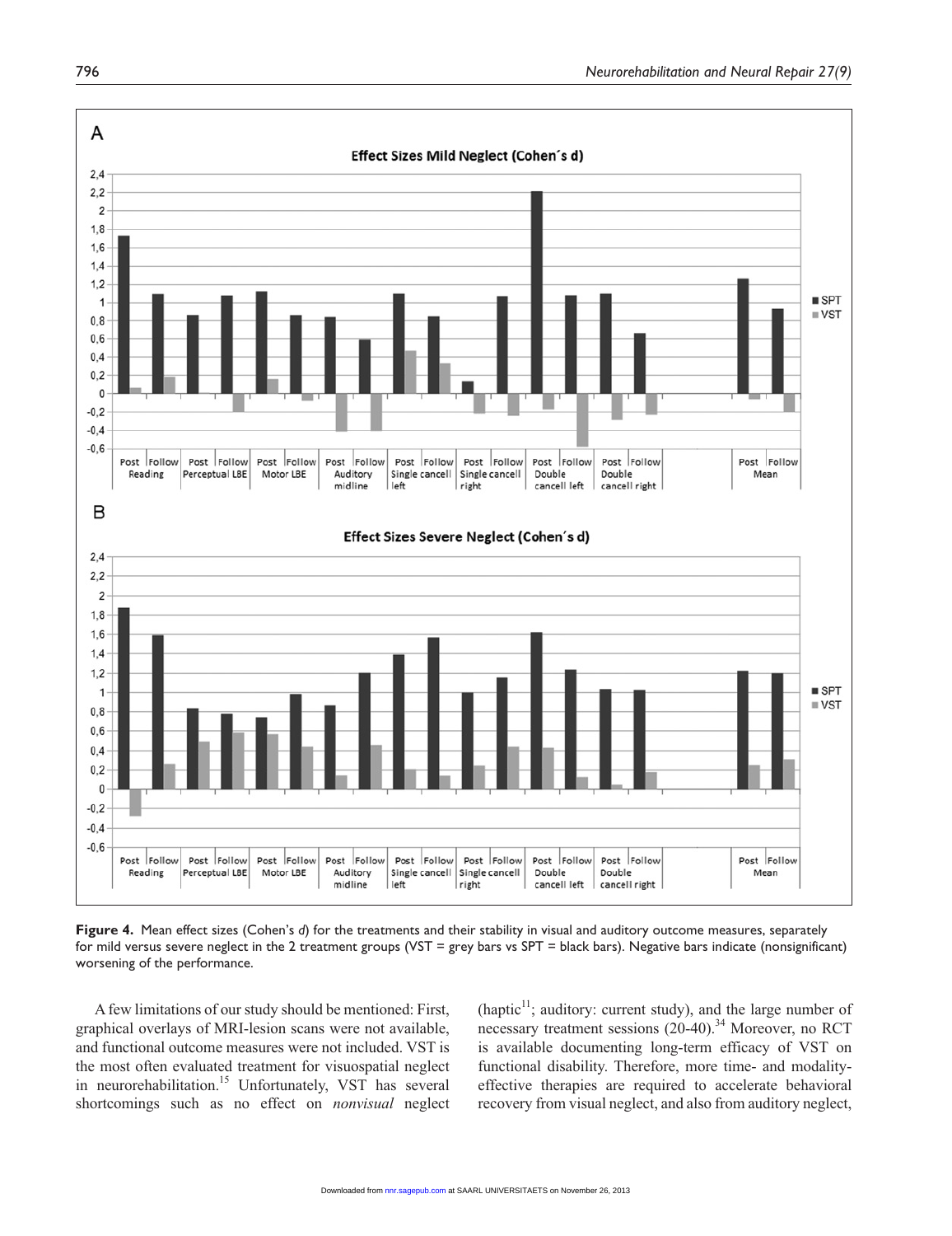**Figure 4.** Mean effect sizes (Cohen's *d*) for the treatments and their stability in visual and auditory outcome measures, separately for mild versus severe neglect in the 2 treatment groups (VST = grey bars vs SPT = black bars). Negative bars indicate (nonsignificant) worsening of the performance.

A few limitations of our study should be mentioned: First, graphical overlays of MRI-lesion scans were not available, and functional outcome measures were not included. VST is the most often evaluated treatment for visuospatial neglect in neurorehabilitation.[15] Unfortunately, VST has several shortcomings such as no effect on *nonvisual* neglect (haptic[11]; auditory: current study), and the large number of necessary treatment sessions (20-40).[34] Moreover, no RCT is available documenting long-term efficacy of VST on functional disability. Therefore, more time- and modality-effective therapies are required to accelerate behavioral recovery from visual neglect, and also from auditory neglect,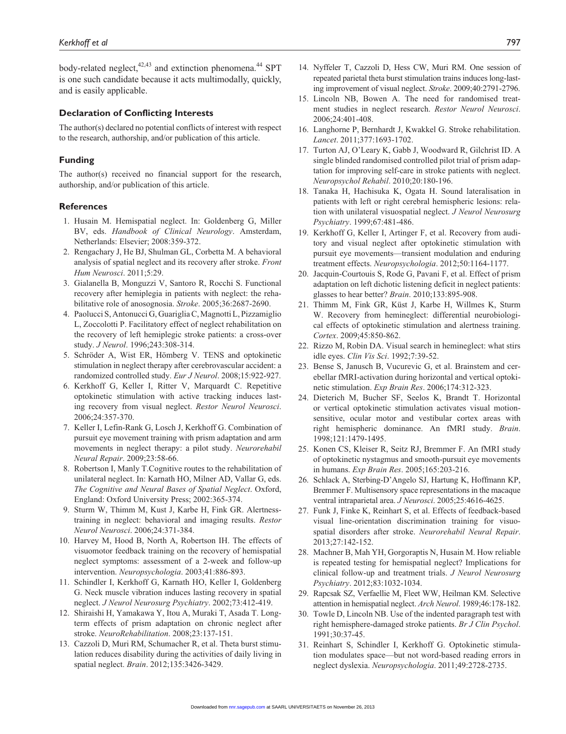body-related neglect,[42,43] and extinction phenomena.[44] SPT is one such candidate because it acts multimodally, quickly, and is easily applicable.

## Declaration of Conflicting Interests

The author(s) declared no potential conflicts of interest with respect to the research, authorship, and/or publication of this article.

## Funding

The author(s) received no financial support for the research, authorship, and/or publication of this article.

## References

1. Husain M. Hemispatial neglect. In: Goldenberg G, Miller BV, eds. *Handbook of Clinical Neurology*. Amsterdam, Netherlands: Elsevier; 2008:359-372.
2. Rengachary J, He BJ, Shulman GL, Corbetta M. A behavioral analysis of spatial neglect and its recovery after stroke. *Front Hum Neurosci*. 2011;5:29.
3. Gialanella B, Monguzzi V, Santoro R, Rocchi S. Functional recovery after hemiplegia in patients with neglect: the rehabilitative role of anosognosia. *Stroke*. 2005;36:2687-2690.
4. Paolucci S, Antonucci G, Guariglia C, Magnotti L, Pizzamiglio L, Zoccolotti P. Facilitatory effect of neglect rehabilitation on the recovery of left hemiplegic stroke patients: a cross-over study. *J Neurol*. 1996;243:308-314.
5. Schröder A, Wist ER, Hömberg V. TENS and optokinetic stimulation in neglect therapy after cerebrovascular accident: a randomized controlled study. *Eur J Neurol*. 2008;15:922-927.
6. Kerkhoff G, Keller I, Ritter V, Marquardt C. Repetitive optokinetic stimulation with active tracking induces lasting recovery from visual neglect. *Restor Neurol Neurosci*. 2006;24:357-370.
7. Keller I, Lefin-Rank G, Losch J, Kerkhoff G. Combination of pursuit eye movement training with prism adaptation and arm movements in neglect therapy: a pilot study. *Neurorehabil Neural Repair*. 2009;23:58-66.
8. Robertson I, Manly T.Cognitive routes to the rehabilitation of unilateral neglect. In: Karnath HO, Milner AD, Vallar G, eds. *The Cognitive and Neural Bases of Spatial Neglect*. Oxford, England: Oxford University Press; 2002:365-374.
9. Sturm W, Thimm M, Kust J, Karbe H, Fink GR. Alertness-training in neglect: behavioral and imaging results. *Restor Neurol Neurosci*. 2006;24:371-384.
10. Harvey M, Hood B, North A, Robertson IH. The effects of visuomotor feedback training on the recovery of hemispatial neglect symptoms: assessment of a 2-week and follow-up intervention. *Neuropsychologia*. 2003;41:886-893.
11. Schindler I, Kerkhoff G, Karnath HO, Keller I, Goldenberg G. Neck muscle vibration induces lasting recovery in spatial neglect. *J Neurol Neurosurg Psychiatry*. 2002;73:412-419.
12. Shiraishi H, Yamakawa Y, Itou A, Muraki T, Asada T. Long-term effects of prism adaptation on chronic neglect after stroke. *NeuroRehabilitation*. 2008;23:137-151.
13. Cazzoli D, Muri RM, Schumacher R, et al. Theta burst stimulation reduces disability during the activities of daily living in spatial neglect. *Brain*. 2012;135:3426-3429.
14. Nyffeler T, Cazzoli D, Hess CW, Muri RM. One session of repeated parietal theta burst stimulation trains induces long-lasting improvement of visual neglect. *Stroke*. 2009;40:2791-2796.
15. Lincoln NB, Bowen A. The need for randomised treatment studies in neglect research. *Restor Neurol Neurosci*. 2006;24:401-408.
16. Langhorne P, Bernhardt J, Kwakkel G. Stroke rehabilitation. *Lancet*. 2011;377:1693-1702.
17. Turton AJ, O'Leary K, Gabb J, Woodward R, Gilchrist ID. A single blinded randomised controlled pilot trial of prism adaptation for improving self-care in stroke patients with neglect. *Neuropsychol Rehabil*. 2010;20:180-196.
18. Tanaka H, Hachisuka K, Ogata H. Sound lateralisation in patients with left or right cerebral hemispheric lesions: relation with unilateral visuospatial neglect. *J Neurol Neurosurg Psychiatry*. 1999;67:481-486.
19. Kerkhoff G, Keller I, Artinger F, et al. Recovery from auditory and visual neglect after optokinetic stimulation with pursuit eye movements—transient modulation and enduring treatment effects. *Neuropsychologia*. 2012;50:1164-1177.
20. Jacquin-Courtouis S, Rode G, Pavani F, et al. Effect of prism adaptation on left dichotic listening deficit in neglect patients: glasses to hear better? *Brain*. 2010;133:895-908.
21. Thimm M, Fink GR, Küst J, Karbe H, Willmes K, Sturm W. Recovery from hemineglect: differential neurobiological effects of optokinetic stimulation and alertness training. *Cortex*. 2009;45:850-862.
22. Rizzo M, Robin DA. Visual search in hemineglect: what stirs idle eyes. *Clin Vis Sci*. 1992;7:39-52.
23. Bense S, Janusch B, Vucurevic G, et al. Brainstem and cerebellar fMRI-activation during horizontal and vertical optokinetic stimulation. *Exp Brain Res*. 2006;174:312-323.
24. Dieterich M, Bucher SF, Seelos K, Brandt T. Horizontal or vertical optokinetic stimulation activates visual motion-sensitive, ocular motor and vestibular cortex areas with right hemispheric dominance. An fMRI study. *Brain*. 1998;121:1479-1495.
25. Konen CS, Kleiser R, Seitz RJ, Bremmer F. An fMRI study of optokinetic nystagmus and smooth-pursuit eye movements in humans. *Exp Brain Res*. 2005;165:203-216.
26. Schlack A, Sterbing-D'Angelo SJ, Hartung K, Hoffmann KP, Bremmer F. Multisensory space representations in the macaque ventral intraparietal area. *J Neurosci*. 2005;25:4616-4625.
27. Funk J, Finke K, Reinhart S, et al. Effects of feedback-based visual line-orientation discrimination training for visuospatial disorders after stroke. *Neurorehabil Neural Repair*. 2013;27:142-152.
28. Machner B, Mah YH, Gorgoraptis N, Husain M. How reliable is repeated testing for hemispatial neglect? Implications for clinical follow-up and treatment trials. *J Neurol Neurosurg Psychiatry*. 2012;83:1032-1034.
29. Rapcsak SZ, Verfaellie M, Fleet WW, Heilman KM. Selective attention in hemispatial neglect. *Arch Neurol*. 1989;46:178-182.
30. Towle D, Lincoln NB. Use of the indented paragraph test with right hemisphere-damaged stroke patients. *Br J Clin Psychol*. 1991;30:37-45.
31. Reinhart S, Schindler I, Kerkhoff G. Optokinetic stimulation modulates space—but not word-based reading errors in neglect dyslexia. *Neuropsychologia*. 2011;49:2728-2735.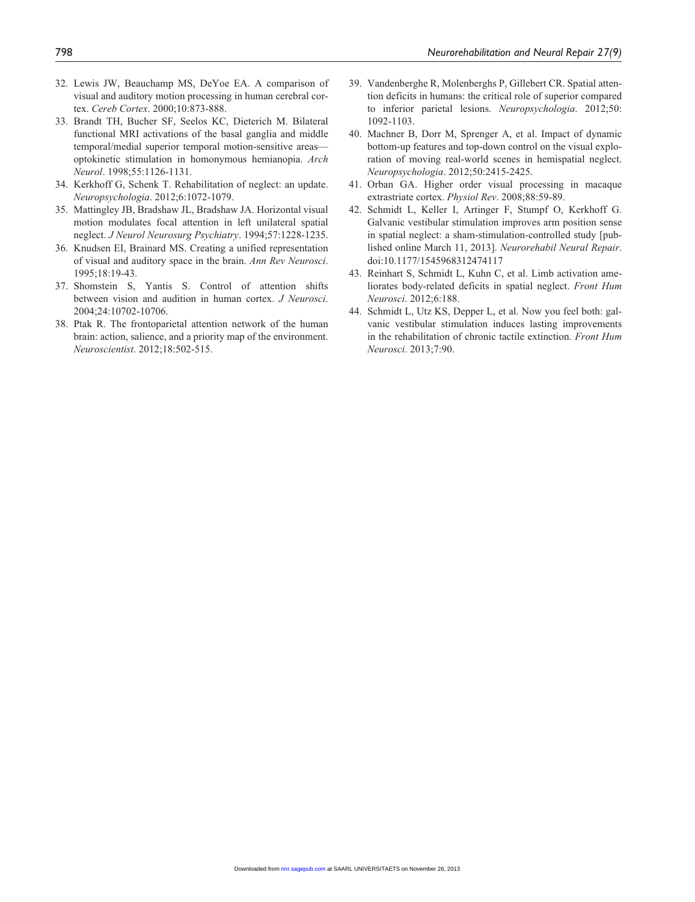32. Lewis JW, Beauchamp MS, DeYoe EA. A comparison of visual and auditory motion processing in human cerebral cortex. *Cereb Cortex*. 2000;10:873-888.
33. Brandt TH, Bucher SF, Seelos KC, Dieterich M. Bilateral functional MRI activations of the basal ganglia and middle temporal/medial superior temporal motion-sensitive areas—optokinetic stimulation in homonymous hemianopia. *Arch Neurol*. 1998;55:1126-1131.
34. Kerkhoff G, Schenk T. Rehabilitation of neglect: an update. *Neuropsychologia*. 2012;6:1072-1079.
35. Mattingley JB, Bradshaw JL, Bradshaw JA. Horizontal visual motion modulates focal attention in left unilateral spatial neglect. *J Neurol Neurosurg Psychiatry*. 1994;57:1228-1235.
36. Knudsen EI, Brainard MS. Creating a unified representation of visual and auditory space in the brain. *Ann Rev Neurosci*. 1995;18:19-43.
37. Shomstein S, Yantis S. Control of attention shifts between vision and audition in human cortex. *J Neurosci*. 2004;24:10702-10706.
38. Ptak R. The frontoparietal attention network of the human brain: action, salience, and a priority map of the environment. *Neuroscientist*. 2012;18:502-515.
39. Vandenberghe R, Molenberghs P, Gillebert CR. Spatial attention deficits in humans: the critical role of superior compared to inferior parietal lesions. *Neuropsychologia*. 2012;50:1092-1103.
40. Machner B, Dorr M, Sprenger A, et al. Impact of dynamic bottom-up features and top-down control on the visual exploration of moving real-world scenes in hemispatial neglect. *Neuropsychologia*. 2012;50:2415-2425.
41. Orban GA. Higher order visual processing in macaque extrastriate cortex. *Physiol Rev*. 2008;88:59-89.
42. Schmidt L, Keller I, Artinger F, Stumpf O, Kerkhoff G. Galvanic vestibular stimulation improves arm position sense in spatial neglect: a sham-stimulation-controlled study [published online March 11, 2013]. *Neurorehabil Neural Repair*. doi:10.1177/1545968312474117
43. Reinhart S, Schmidt L, Kuhn C, et al. Limb activation ameliorates body-related deficits in spatial neglect. *Front Hum Neurosci*. 2012;6:188.
44. Schmidt L, Utz KS, Depper L, et al. Now you feel both: galvanic vestibular stimulation induces lasting improvements in the rehabilitation of chronic tactile extinction. *Front Hum Neurosci*. 2013;7:90.